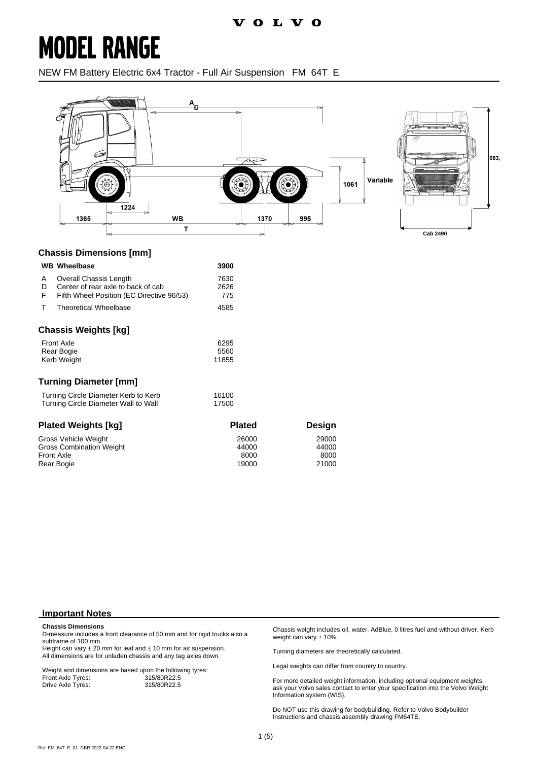VOLVO

# MODEL RANGE

NEW FM Battery Electric 6x4 Tractor - Full Air Suspension FM 64T E

## Chassis Dimensions [mm]

| | | |
|---|---|---|
| **WB** | **Wheelbase** | **3900** |
| A | Overall Chassis Length | 7630 |
| D | Center of rear axle to back of cab | 2626 |
| F | Fifth Wheel Position (EC Directive 96/53) | 775 |
| T | Theoretical Wheelbase | 4585 |

## Chassis Weights [kg]

| | |
|---|---|
| Front Axle | 6295 |
| Rear Bogie | 5560 |
| Kerb Weight | 11855 |

## Turning Diameter [mm]

| | |
|---|---|
| Turning Circle Diameter Kerb to Kerb | 16100 |
| Turning Circle Diameter Wall to Wall | 17500 |

## Plated Weights [kg]

| | Plated | Design |
|---|---|---|
| Gross Vehicle Weight | 26000 | 29000 |
| Gross Combination Weight | 44000 | 44000 |
| Front Axle | 8000 | 8000 |
| Rear Bogie | 19000 | 21000 |

## Important Notes

**Chassis Dimensions**

D-measure includes a front clearance of 50 mm and for rigid trucks also a subframe of 100 mm.
Height can vary ± 20 mm for leaf and ± 10 mm for air suspension.
All dimensions are for unladen chassis and any tag axles down.

Weight and dimensions are based upon the following tyres:

| | |
|---|---|
| Front Axle Tyres: | 315/80R22.5 |
| Drive Axle Tyres: | 315/80R22.5 |

Chassis weight includes oil, water, AdBlue, 0 litres fuel and without driver. Kerb weight can vary ± 10%.

Turning diameters are theoretically calculated.

Legal weights can differ from country to country.

For more detailed weight information, including optional equipment weights, ask your Volvo sales contact to enter your specification into the Volvo Weight Information system (WIS).

Do NOT use this drawing for bodybuilding. Refer to Volvo Bodybuilder Instructions and chassis assembly drawing FM64TE.

Ref: FM 64T E 01 GBR 2022-04-22 ENG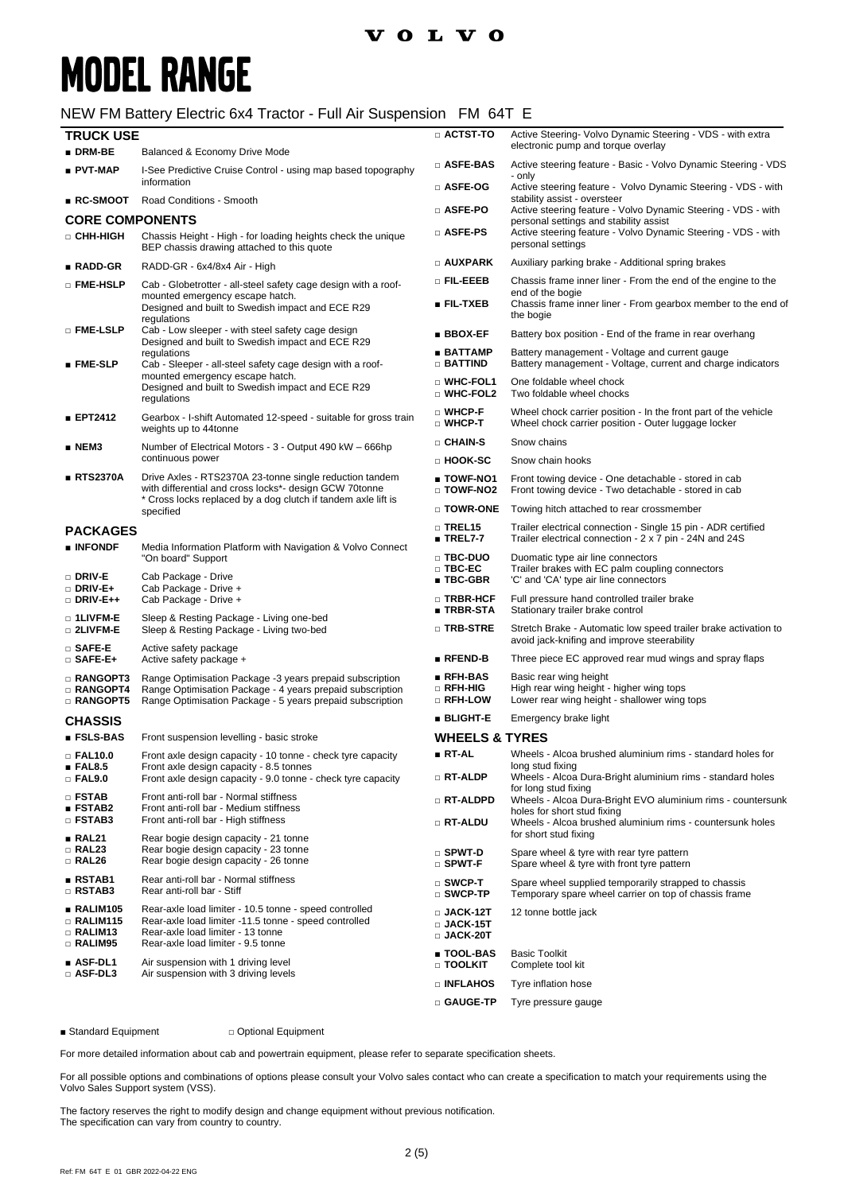# MODEL RANGE

NEW FM Battery Electric 6x4 Tractor - Full Air Suspension FM 64T E

## TRUCK USE

| | |
|---|---|
| ■ **DRM-BE** | Balanced & Economy Drive Mode |
| ■ **PVT-MAP** | I-See Predictive Cruise Control - using map based topography information |
| ■ **RC-SMOOT** | Road Conditions - Smooth |

## CORE COMPONENTS

| | |
|---|---|
| □ **CHH-HIGH** | Chassis Height - High - for loading heights check the unique BEP chassis drawing attached to this quote |
| ■ **RADD-GR** | RADD-GR - 6x4/8x4 Air - High |
| □ **FME-HSLP** | Cab - Globetrotter - all-steel safety cage design with a roof-mounted emergency escape hatch. Designed and built to Swedish impact and ECE R29 regulations |
| □ **FME-LSLP** | Cab - Low sleeper - with steel safety cage design Designed and built to Swedish impact and ECE R29 regulations |
| ■ **FME-SLP** | Cab - Sleeper - all-steel safety cage design with a roof-mounted emergency escape hatch. Designed and built to Swedish impact and ECE R29 regulations |
| ■ **EPT2412** | Gearbox - I-shift Automated 12-speed - suitable for gross train weights up to 44tonne |
| ■ **NEM3** | Number of Electrical Motors - 3 - Output 490 kW – 666hp continuous power |
| ■ **RTS2370A** | Drive Axles - RTS2370A 23-tonne single reduction tandem with differential and cross locks*- design GCW 70tonne * Cross locks replaced by a dog clutch if tandem axle lift is specified |

## PACKAGES

| | |
|---|---|
| ■ **INFONDF** | Media Information Platform with Navigation & Volvo Connect "On board" Support |
| □ **DRIV-E** | Cab Package - Drive |
| □ **DRIV-E+** | Cab Package - Drive + |
| □ **DRIV-E++** | Cab Package - Drive + |
| □ **1LIVFM-E** | Sleep & Resting Package - Living one-bed |
| □ **2LIVFM-E** | Sleep & Resting Package - Living two-bed |
| □ **SAFE-E** | Active safety package |
| □ **SAFE-E+** | Active safety package + |
| □ **RANGOPT3** | Range Optimisation Package -3 years prepaid subscription |
| □ **RANGOPT4** | Range Optimisation Package - 4 years prepaid subscription |
| □ **RANGOPT5** | Range Optimisation Package - 5 years prepaid subscription |

## CHASSIS

| | |
|---|---|
| ■ **FSLS-BAS** | Front suspension levelling - basic stroke |
| □ **FAL10.0** | Front axle design capacity - 10 tonne - check tyre capacity |
| ■ **FAL8.5** | Front axle design capacity - 8.5 tonnes |
| □ **FAL9.0** | Front axle design capacity - 9.0 tonne - check tyre capacity |
| □ **FSTAB** | Front anti-roll bar - Normal stiffness |
| ■ **FSTAB2** | Front anti-roll bar - Medium stiffness |
| □ **FSTAB3** | Front anti-roll bar - High stiffness |
| ■ **RAL21** | Rear bogie design capacity - 21 tonne |
| □ **RAL23** | Rear bogie design capacity - 23 tonne |
| □ **RAL26** | Rear bogie design capacity - 26 tonne |
| ■ **RSTAB1** | Rear anti-roll bar - Normal stiffness |
| □ **RSTAB3** | Rear anti-roll bar - Stiff |
| ■ **RALIM105** | Rear-axle load limiter - 10.5 tonne - speed controlled |
| □ **RALIM115** | Rear-axle load limiter -11.5 tonne - speed controlled |
| □ **RALIM13** | Rear-axle load limiter - 13 tonne |
| □ **RALIM95** | Rear-axle load limiter - 9.5 tonne |
| ■ **ASF-DL1** | Air suspension with 1 driving level |
| □ **ASF-DL3** | Air suspension with 3 driving levels |
| □ **ACTST-TO** | Active Steering- Volvo Dynamic Steering - VDS - with extra electronic pump and torque overlay |
| □ **ASFE-BAS** | Active steering feature - Basic - Volvo Dynamic Steering - VDS - only |
| □ **ASFE-OG** | Active steering feature - Volvo Dynamic Steering - VDS - with stability assist - oversteer |
| □ **ASFE-PO** | Active steering feature - Volvo Dynamic Steering - VDS - with personal settings and stability assist |
| □ **ASFE-PS** | Active steering feature - Volvo Dynamic Steering - VDS - with personal settings |
| □ **AUXPARK** | Auxiliary parking brake - Additional spring brakes |
| □ **FIL-EEEB** | Chassis frame inner liner - From the end of the engine to the end of the bogie |
| ■ **FIL-TXEB** | Chassis frame inner liner - From gearbox member to the end of the bogie |
| ■ **BBOX-EF** | Battery box position - End of the frame in rear overhang |
| ■ **BATTAMP** | Battery management - Voltage and current gauge |
| □ **BATTIND** | Battery management - Voltage, current and charge indicators |
| □ **WHC-FOL1** | One foldable wheel chock |
| □ **WHC-FOL2** | Two foldable wheel chocks |
| □ **WHCP-F** | Wheel chock carrier position - In the front part of the vehicle |
| □ **WHCP-T** | Wheel chock carrier position - Outer luggage locker |
| □ **CHAIN-S** | Snow chains |
| □ **HOOK-SC** | Snow chain hooks |
| ■ **TOWF-NO1** | Front towing device - One detachable - stored in cab |
| □ **TOWF-NO2** | Front towing device - Two detachable - stored in cab |
| □ **TOWR-ONE** | Towing hitch attached to rear crossmember |
| □ **TREL15** | Trailer electrical connection - Single 15 pin - ADR certified |
| ■ **TREL7-7** | Trailer electrical connection - 2 x 7 pin - 24N and 24S |
| □ **TBC-DUO** | Duomatic type air line connectors |
| □ **TBC-EC** | Trailer brakes with EC palm coupling connectors |
| ■ **TBC-GBR** | 'C' and 'CA' type air line connectors |
| □ **TRBR-HCF** | Full pressure hand controlled trailer brake |
| ■ **TRBR-STA** | Stationary trailer brake control |
| □ **TRB-STRE** | Stretch Brake - Automatic low speed trailer brake activation to avoid jack-knifing and improve steerability |
| ■ **RFEND-B** | Three piece EC approved rear mud wings and spray flaps |
| ■ **RFH-BAS** | Basic rear wing height |
| □ **RFH-HIG** | High rear wing height - higher wing tops |
| □ **RFH-LOW** | Lower rear wing height - shallower wing tops |
| ■ **BLIGHT-E** | Emergency brake light |

## WHEELS & TYRES

| | |
|---|---|
| ■ **RT-AL** | Wheels - Alcoa brushed aluminium rims - standard holes for long stud fixing |
| □ **RT-ALDP** | Wheels - Alcoa Dura-Bright aluminium rims - standard holes for long stud fixing |
| □ **RT-ALDPD** | Wheels - Alcoa Dura-Bright EVO aluminium rims - countersunk holes for short stud fixing |
| □ **RT-ALDU** | Wheels - Alcoa brushed aluminium rims - countersunk holes for short stud fixing |
| □ **SPWT-D** | Spare wheel & tyre with rear tyre pattern |
| □ **SPWT-F** | Spare wheel & tyre with front tyre pattern |
| □ **SWCP-T** | Spare wheel supplied temporarily strapped to chassis |
| □ **SWCP-TP** | Temporary spare wheel carrier on top of chassis frame |
| □ **JACK-12T** | 12 tonne bottle jack |
| □ **JACK-15T** | |
| □ **JACK-20T** | |
| ■ **TOOL-BAS** | Basic Toolkit |
| □ **TOOLKIT** | Complete tool kit |
| □ **INFLAHOS** | Tyre inflation hose |
| □ **GAUGE-TP** | Tyre pressure gauge |

■ Standard Equipment □ Optional Equipment

For more detailed information about cab and powertrain equipment, please refer to separate specification sheets.

For all possible options and combinations of options please consult your Volvo sales contact who can create a specification to match your requirements using the Volvo Sales Support system (VSS).

The factory reserves the right to modify design and change equipment without previous notification.
The specification can vary from country to country.

Ref: FM 64T E 01 GBR 2022-04-22 ENG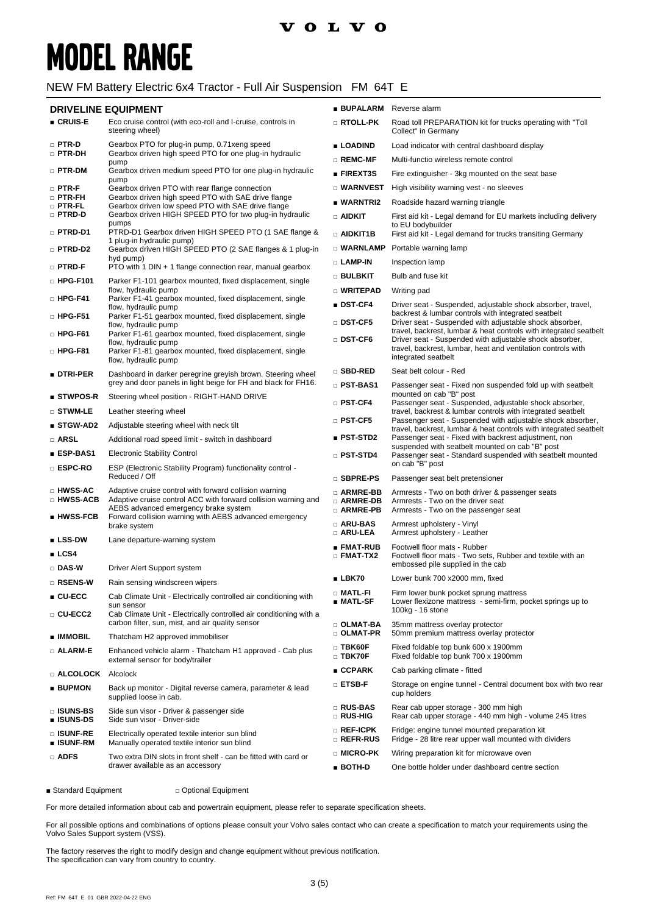VOLVO

# MODEL RANGE

## NEW FM Battery Electric 6x4 Tractor - Full Air Suspension FM 64T E

### DRIVELINE EQUIPMENT

| | Code | Description |
|---|---|---|
| ■ | CRUIS-E | Eco cruise control (with eco-roll and I-cruise, controls in steering wheel) |
| □ | PTR-D | Gearbox PTO for plug-in pump, 0.71xeng speed |
| □ | PTR-DH | Gearbox driven high speed PTO for one plug-in hydraulic pump |
| □ | PTR-DM | Gearbox driven medium speed PTO for one plug-in hydraulic pump |
| □ | PTR-F | Gearbox driven PTO with rear flange connection |
| □ | PTR-FH | Gearbox driven high speed PTO with SAE drive flange |
| □ | PTR-FL | Gearbox driven low speed PTO with SAE drive flange |
| □ | PTRD-D | Gearbox driven HIGH SPEED PTO for two plug-in hydraulic pumps |
| □ | PTRD-D1 | PTRD-D1 Gearbox driven HIGH SPEED PTO (1 SAE flange & 1 plug-in hydraulic pump) |
| □ | PTRD-D2 | Gearbox driven HIGH SPEED PTO (2 SAE flanges & 1 plug-in hyd pump) |
| □ | PTRD-F | PTO with 1 DIN + 1 flange connection rear, manual gearbox |
| □ | HPG-F101 | Parker F1-101 gearbox mounted, fixed displacement, single flow, hydraulic pump |
| □ | HPG-F41 | Parker F1-41 gearbox mounted, fixed displacement, single flow, hydraulic pump |
| □ | HPG-F51 | Parker F1-51 gearbox mounted, fixed displacement, single flow, hydraulic pump |
| □ | HPG-F61 | Parker F1-61 gearbox mounted, fixed displacement, single flow, hydraulic pump |
| □ | HPG-F81 | Parker F1-81 gearbox mounted, fixed displacement, single flow, hydraulic pump |
| ■ | DTRI-PER | Dashboard in darker peregrine greyish brown. Steering wheel grey and door panels in light beige for FH and black for FH16. |
| ■ | STWPOS-R | Steering wheel position - RIGHT-HAND DRIVE |
| □ | STWM-LE | Leather steering wheel |
| ■ | STGW-AD2 | Adjustable steering wheel with neck tilt |
| □ | ARSL | Additional road speed limit - switch in dashboard |
| ■ | ESP-BAS1 | Electronic Stability Control |
| □ | ESPC-RO | ESP (Electronic Stability Program) functionality control - Reduced / Off |
| □ | HWSS-AC | Adaptive cruise control with forward collision warning |
| □ | HWSS-ACB | Adaptive cruise control ACC with forward collision warning and AEBS advanced emergency brake system |
| ■ | HWSS-FCB | Forward collision warning with AEBS advanced emergency brake system |
| ■ | LSS-DW | Lane departure-warning system |
| ■ | LCS4 | |
| □ | DAS-W | Driver Alert Support system |
| □ | RSENS-W | Rain sensing windscreen wipers |
| ■ | CU-ECC | Cab Climate Unit - Electrically controlled air conditioning with sun sensor |
| □ | CU-ECC2 | Cab Climate Unit - Electrically controlled air conditioning with a carbon filter, sun, mist, and air quality sensor |
| ■ | IMMOBIL | Thatcham H2 approved immobiliser |
| □ | ALARM-E | Enhanced vehicle alarm - Thatcham H1 approved - Cab plus external sensor for body/trailer |
| □ | ALCOLOCK | Alcolock |
| ■ | BUPMON | Back up monitor - Digital reverse camera, parameter & lead supplied loose in cab. |
| □ | ISUNS-BS | Side sun visor - Driver & passenger side |
| ■ | ISUNS-DS | Side sun visor - Driver-side |
| □ | ISUNF-RE | Electrically operated textile interior sun blind |
| ■ | ISUNF-RM | Manually operated textile interior sun blind |
| □ | ADFS | Two extra DIN slots in front shelf - can be fitted with card or drawer available as an accessory |
| ■ | BUPALARM | Reverse alarm |
| □ | RTOLL-PK | Road toll PREPARATION kit for trucks operating with "Toll Collect" in Germany |
| ■ | LOADIND | Load indicator with central dashboard display |
| □ | REMC-MF | Multi-functio wireless remote control |
| ■ | FIREXT3S | Fire extinguisher - 3kg mounted on the seat base |
| □ | WARNVEST | High visibility warning vest - no sleeves |
| ■ | WARNTRI2 | Roadside hazard warning triangle |
| □ | AIDKIT | First aid kit - Legal demand for EU markets including delivery to EU bodybuilder |
| □ | AIDKIT1B | First aid kit - Legal demand for trucks transiting Germany |
| □ | WARNLAMP | Portable warning lamp |
| □ | LAMP-IN | Inspection lamp |
| □ | BULBKIT | Bulb and fuse kit |
| □ | WRITEPAD | Writing pad |
| ■ | DST-CF4 | Driver seat - Suspended, adjustable shock absorber, travel, backrest & lumbar controls with integrated seatbelt |
| □ | DST-CF5 | Driver seat - Suspended with adjustable shock absorber, travel, backrest, lumbar & heat controls with integrated seatbelt |
| □ | DST-CF6 | Driver seat - Suspended with adjustable shock absorber, travel, backrest, lumbar, heat and ventilation controls with integrated seatbelt |
| □ | SBD-RED | Seat belt colour - Red |
| □ | PST-BAS1 | Passenger seat - Fixed non suspended fold up with seatbelt mounted on cab "B" post |
| □ | PST-CF4 | Passenger seat - Suspended, adjustable shock absorber, travel, backrest & lumbar controls with integrated seatbelt |
| □ | PST-CF5 | Passenger seat - Suspended with adjustable shock absorber, travel, backrest, lumbar & heat controls with integrated seatbelt |
| ■ | PST-STD2 | Passenger seat - Fixed with backrest adjustment, non suspended with seatbelt mounted on cab "B" post |
| □ | PST-STD4 | Passenger seat - Standard suspended with seatbelt mounted on cab "B" post |
| □ | SBPRE-PS | Passenger seat belt pretensioner |
| □ | ARMRE-BB | Armrests - Two on both driver & passenger seats |
| □ | ARMRE-DB | Armrests - Two on the driver seat |
| □ | ARMRE-PB | Armrests - Two on the passenger seat |
| □ | ARU-BAS | Armrest upholstery - Vinyl |
| □ | ARU-LEA | Armrest upholstery - Leather |
| ■ | FMAT-RUB | Footwell floor mats - Rubber |
| □ | FMAT-TX2 | Footwell floor mats - Two sets, Rubber and textile with an embossed pile supplied in the cab |
| ■ | LBK70 | Lower bunk 700 x2000 mm, fixed |
| □ | MATL-FI | Firm lower bunk pocket sprung mattress |
| ■ | MATL-SF | Lower flexizone mattress - semi-firm, pocket springs up to 100kg - 16 stone |
| □ | OLMAT-BA | 35mm mattress overlay protector |
| □ | OLMAT-PR | 50mm premium mattress overlay protector |
| □ | TBK60F | Fixed foldable top bunk 600 x 1900mm |
| □ | TBK70F | Fixed foldable top bunk 700 x 1900mm |
| ■ | CCPARK | Cab parking climate - fitted |
| □ | ETSB-F | Storage on engine tunnel - Central document box with two rear cup holders |
| □ | RUS-BAS | Rear cab upper storage - 300 mm high |
| □ | RUS-HIG | Rear cab upper storage - 440 mm high - volume 245 litres |
| □ | REF-ICPK | Fridge: engine tunnel mounted preparation kit |
| □ | REFR-RUS | Fridge - 28 litre rear upper wall mounted with dividers |
| □ | MICRO-PK | Wiring preparation kit for microwave oven |
| ■ | BOTH-D | One bottle holder under dashboard centre section |

■ Standard Equipment □ Optional Equipment

For more detailed information about cab and powertrain equipment, please refer to separate specification sheets.

For all possible options and combinations of options please consult your Volvo sales contact who can create a specification to match your requirements using the Volvo Sales Support system (VSS).

The factory reserves the right to modify design and change equipment without previous notification.
The specification can vary from country to country.

Ref: FM 64T E 01 GBR 2022-04-22 ENG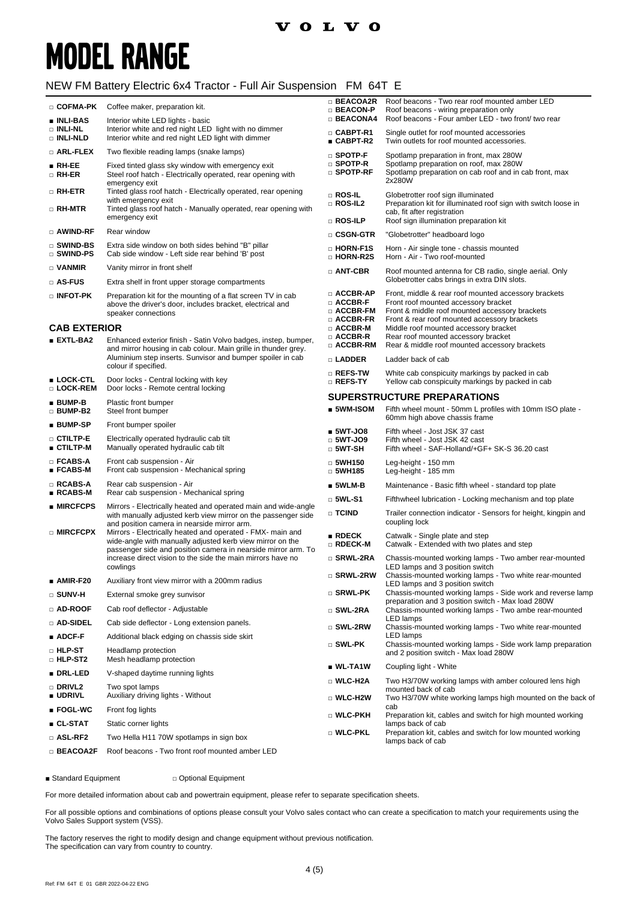VOLVO

# MODEL RANGE

## NEW FM Battery Electric 6x4 Tractor - Full Air Suspension FM 64T E

□ **COFMA-PK** Coffee maker, preparation kit.

■ **INLI-BAS** Interior white LED lights - basic
□ **INLI-NL** Interior white and red night LED light with no dimmer
□ **INLI-NLD** Interior white and red night LED light with dimmer

□ **ARL-FLEX** Two flexible reading lamps (snake lamps)

■ **RH-EE** Fixed tinted glass sky window with emergency exit
□ **RH-ER** Steel roof hatch - Electrically operated, rear opening with emergency exit
□ **RH-ETR** Tinted glass roof hatch - Electrically operated, rear opening with emergency exit
□ **RH-MTR** Tinted glass roof hatch - Manually operated, rear opening with emergency exit

□ **AWIND-RF** Rear window

□ **SWIND-BS** Extra side window on both sides behind "B" pillar
□ **SWIND-PS** Cab side window - Left side rear behind 'B' post

□ **VANMIR** Vanity mirror in front shelf

□ **AS-FUS** Extra shelf in front upper storage compartments

□ **INFOT-PK** Preparation kit for the mounting of a flat screen TV in cab above the driver's door, includes bracket, electrical and speaker connections

### CAB EXTERIOR

■ **EXTL-BA2** Enhanced exterior finish - Satin Volvo badges, instep, bumper, and mirror housing in cab colour. Main grille in thunder grey. Aluminium step inserts. Sunvisor and bumper spoiler in cab colour if specified.

■ **LOCK-CTL** Door locks - Central locking with key
□ **LOCK-REM** Door locks - Remote central locking

■ **BUMP-B** Plastic front bumper
□ **BUMP-B2** Steel front bumper

■ **BUMP-SP** Front bumper spoiler

□ **CTILTP-E** Electrically operated hydraulic cab tilt
■ **CTILTP-M** Manually operated hydraulic cab tilt

□ **FCABS-A** Front cab suspension - Air
■ **FCABS-M** Front cab suspension - Mechanical spring

□ **RCABS-A** Rear cab suspension - Air
■ **RCABS-M** Rear cab suspension - Mechanical spring

■ **MIRCFCPS** Mirrors - Electrically heated and operated main and wide-angle with manually adjusted kerb view mirror on the passenger side and position camera in nearside mirror arm.
□ **MIRCFCPX** Mirrors - Electrically heated and operated - FMX- main and wide-angle with manually adjusted kerb view mirror on the passenger side and position camera in nearside mirror arm. To increase direct vision to the side the main mirrors have no cowlings

■ **AMIR-F20** Auxiliary front view mirror with a 200mm radius

□ **SUNV-H** External smoke grey sunvisor

□ **AD-ROOF** Cab roof deflector - Adjustable

□ **AD-SIDEL** Cab side deflector - Long extension panels.

■ **ADCF-F** Additional black edging on chassis side skirt

□ **HLP-ST** Headlamp protection
□ **HLP-ST2** Mesh headlamp protection

■ **DRL-LED** V-shaped daytime running lights

□ **DRIVL2** Two spot lamps
■ **UDRIVL** Auxiliary driving lights - Without

■ **FOGL-WC** Front fog lights

■ **CL-STAT** Static corner lights

□ **ASL-RF2** Two Hella H11 70W spotlamps in sign box

□ **BEACOA2F** Roof beacons - Two front roof mounted amber LED
□ **BEACOA2R** Roof beacons - Two rear roof mounted amber LED
□ **BEACON-P** Roof beacons - wiring preparation only
□ **BEACONA4** Roof beacons - Four amber LED - two front/ two rear

□ **CABPT-R1** Single outlet for roof mounted accessories
■ **CABPT-R2** Twin outlets for roof mounted accessories.

□ **SPOTP-F** Spotlamp preparation in front, max 280W
□ **SPOTP-R** Spotlamp preparation on roof, max 280W
□ **SPOTP-RF** Spotlamp preparation on cab roof and in cab front, max 2x280W

□ **ROS-IL** Globetrotter roof sign illuminated
□ **ROS-IL2** Preparation kit for illuminated roof sign with switch loose in cab, fit after registration
□ **ROS-ILP** Roof sign illumination preparation kit

□ **CSGN-GTR** "Globetrotter" headboard logo

□ **HORN-F1S** Horn - Air single tone - chassis mounted
□ **HORN-R2S** Horn - Air - Two roof-mounted

□ **ANT-CBR** Roof mounted antenna for CB radio, single aerial. Only Globetrotter cabs brings in extra DIN slots.

□ **ACCBR-AP** Front, middle & rear roof mounted accessory brackets
□ **ACCBR-F** Front roof mounted accessory bracket
□ **ACCBR-FM** Front & middle roof mounted accessory brackets
□ **ACCBR-FR** Front & rear roof mounted accessory brackets
□ **ACCBR-M** Middle roof mounted accessory bracket
□ **ACCBR-R** Rear roof mounted accessory bracket
□ **ACCBR-RM** Rear & middle roof mounted accessory brackets

□ **LADDER** Ladder back of cab

□ **REFS-TW** White cab conspicuity markings by packed in cab
□ **REFS-TY** Yellow cab conspicuity markings by packed in cab

### SUPERSTRUCTURE PREPARATIONS

■ **5WM-ISOM** Fifth wheel mount - 50mm L profiles with 10mm ISO plate - 60mm high above chassis frame

■ **5WT-JO8** Fifth wheel - Jost JSK 37 cast
□ **5WT-JO9** Fifth wheel - Jost JSK 42 cast
□ **5WT-SH** Fifth wheel - SAF-Holland/+GF+ SK-S 36.20 cast

□ **5WH150** Leg-height - 150 mm
□ **5WH185** Leg-height - 185 mm

■ **5WLM-B** Maintenance - Basic fifth wheel - standard top plate

□ **5WL-S1** Fifthwheel lubrication - Locking mechanism and top plate

□ **TCIND** Trailer connection indicator - Sensors for height, kingpin and coupling lock

■ **RDECK** Catwalk - Single plate and step
□ **RDECK-M** Catwalk - Extended with two plates and step

□ **SRWL-2RA** Chassis-mounted working lamps - Two amber rear-mounted LED lamps and 3 position switch
□ **SRWL-2RW** Chassis-mounted working lamps - Two white rear-mounted LED lamps and 3 position switch
□ **SRWL-PK** Chassis-mounted working lamps - Side work and reverse lamp preparation and 3 position switch - Max load 280W
□ **SWL-2RA** Chassis-mounted working lamps - Two ambe rear-mounted LED lamps
□ **SWL-2RW** Chassis-mounted working lamps - Two white rear-mounted LED lamps
□ **SWL-PK** Chassis-mounted working lamps - Side work lamp preparation and 2 position switch - Max load 280W

■ **WL-TA1W** Coupling light - White

□ **WLC-H2A** Two H3/70W working lamps with amber coloured lens high mounted back of cab
□ **WLC-H2W** Two H3/70W white working lamps high mounted on the back of cab
□ **WLC-PKH** Preparation kit, cables and switch for high mounted working lamps back of cab
□ **WLC-PKL** Preparation kit, cables and switch for low mounted working lamps back of cab

■ Standard Equipment □ Optional Equipment

For more detailed information about cab and powertrain equipment, please refer to separate specification sheets.

For all possible options and combinations of options please consult your Volvo sales contact who can create a specification to match your requirements using the Volvo Sales Support system (VSS).

The factory reserves the right to modify design and change equipment without previous notification.
The specification can vary from country to country.

Ref: FM 64T E 01 GBR 2022-04-22 ENG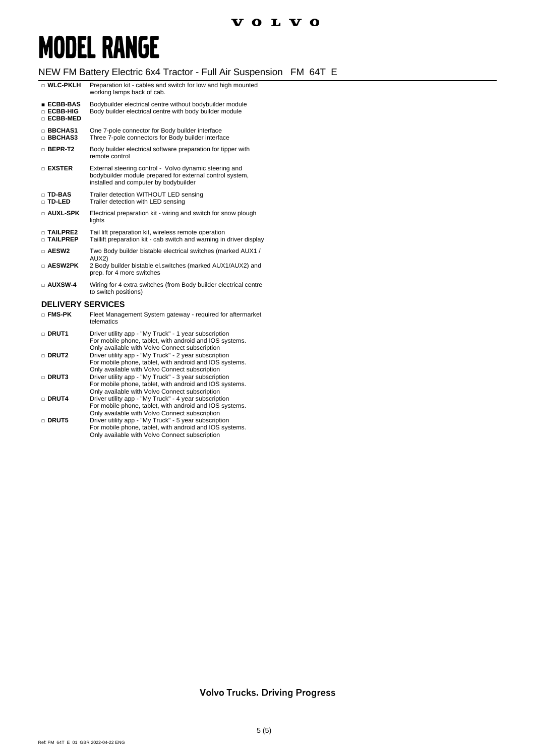# MODEL RANGE

NEW FM Battery Electric 6x4 Tractor - Full Air Suspension FM 64T E

| | |
|---|---|
| □ **WLC-PKLH** | Preparation kit - cables and switch for low and high mounted working lamps back of cab. |
| ■ **ECBB-BAS** | Bodybuilder electrical centre without bodybuilder module |
| □ **ECBB-HIG** | Body builder electrical centre with body builder module |
| □ **ECBB-MED** | |
| □ **BBCHAS1** | One 7-pole connector for Body builder interface |
| □ **BBCHAS3** | Three 7-pole connectors for Body builder interface |
| □ **BEPR-T2** | Body builder electrical software preparation for tipper with remote control |
| □ **EXSTER** | External steering control - Volvo dynamic steering and bodybuilder module prepared for external control system, installed and computer by bodybuilder |
| □ **TD-BAS** | Trailer detection WITHOUT LED sensing |
| □ **TD-LED** | Trailer detection with LED sensing |
| □ **AUXL-SPK** | Electrical preparation kit - wiring and switch for snow plough lights |
| □ **TAILPRE2** | Tail lift preparation kit, wireless remote operation |
| □ **TAILPREP** | Taillift preparation kit - cab switch and warning in driver display |
| □ **AESW2** | Two Body builder bistable electrical switches (marked AUX1 / AUX2) |
| □ **AESW2PK** | 2 Body builder bistable el.switches (marked AUX1/AUX2) and prep. for 4 more switches |
| □ **AUXSW-4** | Wiring for 4 extra switches (from Body builder electrical centre to switch positions) |

## DELIVERY SERVICES

| | |
|---|---|
| □ **FMS-PK** | Fleet Management System gateway - required for aftermarket telematics |
| □ **DRUT1** | Driver utility app - "My Truck" - 1 year subscription For mobile phone, tablet, with android and IOS systems. Only available with Volvo Connect subscription |
| □ **DRUT2** | Driver utility app - "My Truck" - 2 year subscription For mobile phone, tablet, with android and IOS systems. Only available with Volvo Connect subscription |
| □ **DRUT3** | Driver utility app - "My Truck" - 3 year subscription For mobile phone, tablet, with android and IOS systems. Only available with Volvo Connect subscription |
| □ **DRUT4** | Driver utility app - "My Truck" - 4 year subscription For mobile phone, tablet, with android and IOS systems. Only available with Volvo Connect subscription |
| □ **DRUT5** | Driver utility app - "My Truck" - 5 year subscription For mobile phone, tablet, with android and IOS systems. Only available with Volvo Connect subscription |

Volvo Trucks. Driving Progress

Ref: FM 64T E 01 GBR 2022-04-22 ENG